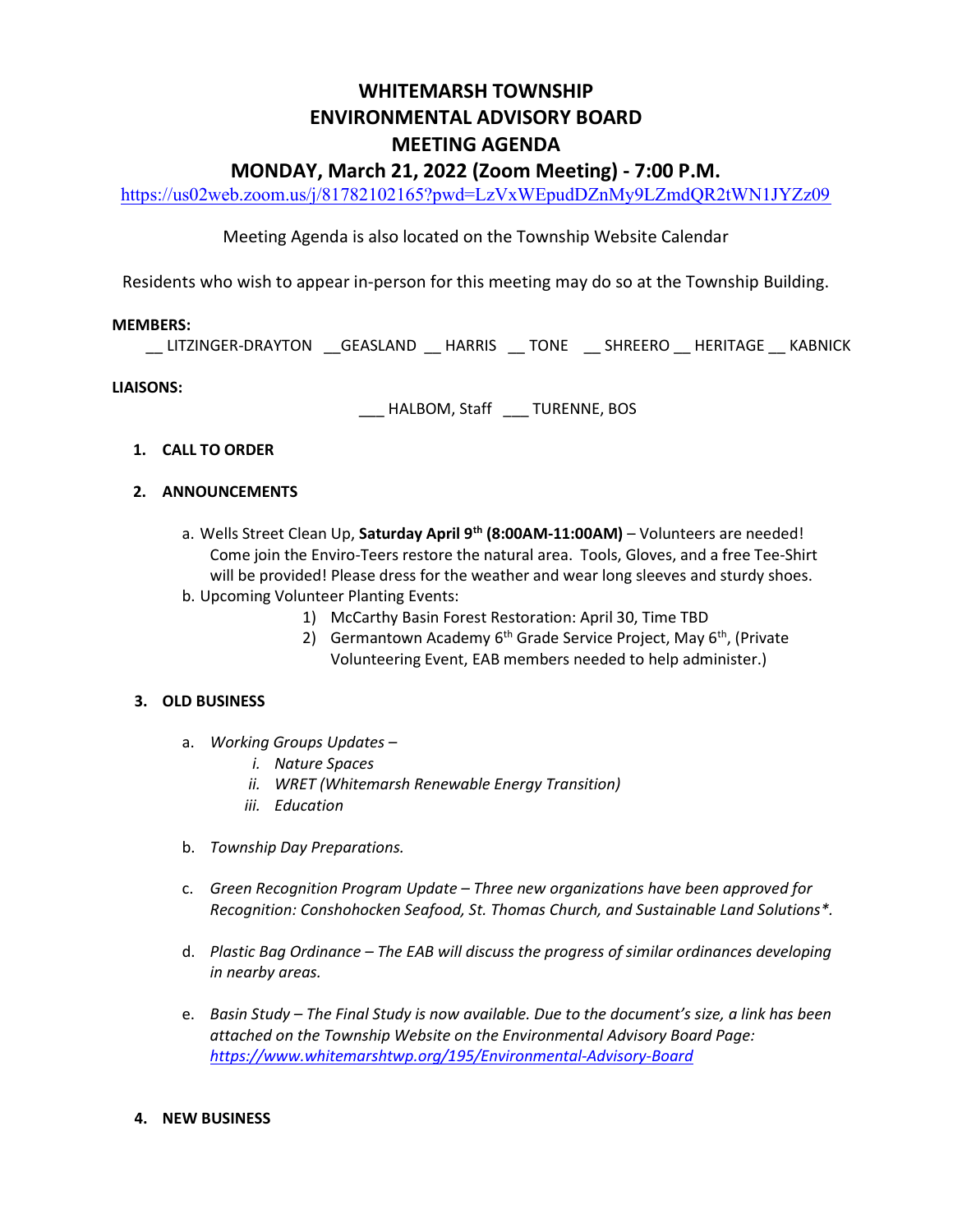# WHITEMARSH TOWNSHIP
# ENVIRONMENTAL ADVISORY BOARD
# MEETING AGENDA
## MONDAY, March 21, 2022 (Zoom Meeting) - 7:00 P.M.

https://us02web.zoom.us/j/81782102165?pwd=LzVxWEpudDZnMy9LZmdQR2tWN1JYZz09

Meeting Agenda is also located on the Township Website Calendar

Residents who wish to appear in-person for this meeting may do so at the Township Building.

**MEMBERS:**

__ LITZINGER-DRAYTON __GEASLAND __ HARRIS __ TONE __ SHREERO __ HERITAGE __ KABNICK

**LIAISONS:**

___ HALBOM, Staff ___ TURENNE, BOS

1. **CALL TO ORDER**

2. **ANNOUNCEMENTS**

   a. Wells Street Clean Up, **Saturday April 9th (8:00AM-11:00AM)** – Volunteers are needed! Come join the Enviro-Teers restore the natural area. Tools, Gloves, and a free Tee-Shirt will be provided! Please dress for the weather and wear long sleeves and sturdy shoes.

   b. Upcoming Volunteer Planting Events:
      1) McCarthy Basin Forest Restoration: April 30, Time TBD
      2) Germantown Academy 6th Grade Service Project, May 6th, (Private Volunteering Event, EAB members needed to help administer.)

3. **OLD BUSINESS**

   a. *Working Groups Updates –*
      i. *Nature Spaces*
      ii. *WRET (Whitemarsh Renewable Energy Transition)*
      iii. *Education*

   b. *Township Day Preparations.*

   c. *Green Recognition Program Update – Three new organizations have been approved for Recognition: Conshohocken Seafood, St. Thomas Church, and Sustainable Land Solutions*.*

   d. *Plastic Bag Ordinance – The EAB will discuss the progress of similar ordinances developing in nearby areas.*

   e. *Basin Study – The Final Study is now available. Due to the document's size, a link has been attached on the Township Website on the Environmental Advisory Board Page: https://www.whitemarshtwp.org/195/Environmental-Advisory-Board*

4. **NEW BUSINESS**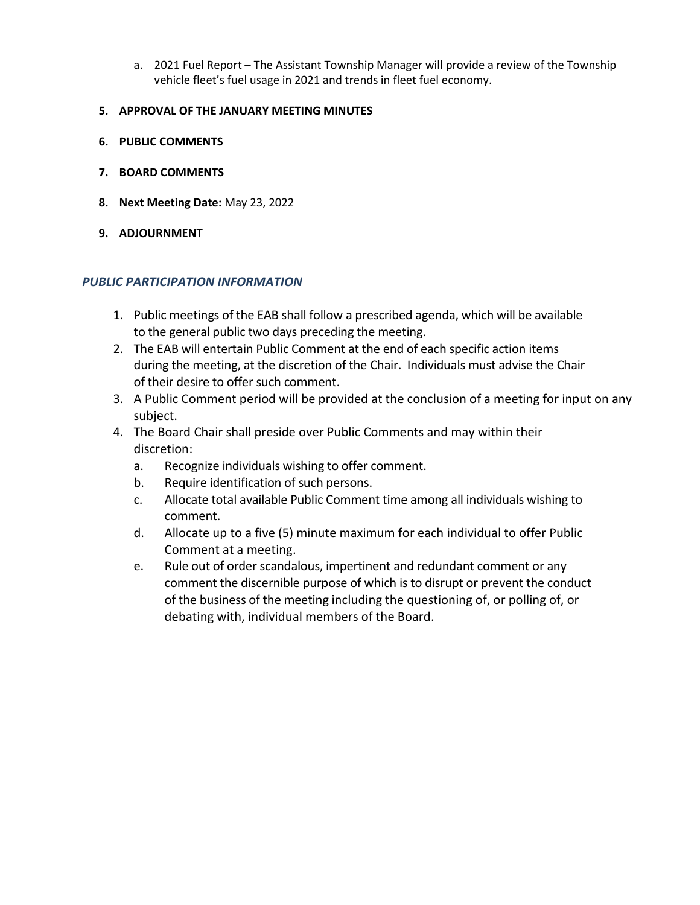a. 2021 Fuel Report – The Assistant Township Manager will provide a review of the Township vehicle fleet's fuel usage in 2021 and trends in fleet fuel economy.

5. **APPROVAL OF THE JANUARY MEETING MINUTES**

6. **PUBLIC COMMENTS**

7. **BOARD COMMENTS**

8. **Next Meeting Date:** May 23, 2022

9. **ADJOURNMENT**

### ***PUBLIC PARTICIPATION INFORMATION***

1. Public meetings of the EAB shall follow a prescribed agenda, which will be available to the general public two days preceding the meeting.
2. The EAB will entertain Public Comment at the end of each specific action items during the meeting, at the discretion of the Chair. Individuals must advise the Chair of their desire to offer such comment.
3. A Public Comment period will be provided at the conclusion of a meeting for input on any subject.
4. The Board Chair shall preside over Public Comments and may within their discretion:
   a. Recognize individuals wishing to offer comment.
   b. Require identification of such persons.
   c. Allocate total available Public Comment time among all individuals wishing to comment.
   d. Allocate up to a five (5) minute maximum for each individual to offer Public Comment at a meeting.
   e. Rule out of order scandalous, impertinent and redundant comment or any comment the discernible purpose of which is to disrupt or prevent the conduct of the business of the meeting including the questioning of, or polling of, or debating with, individual members of the Board.